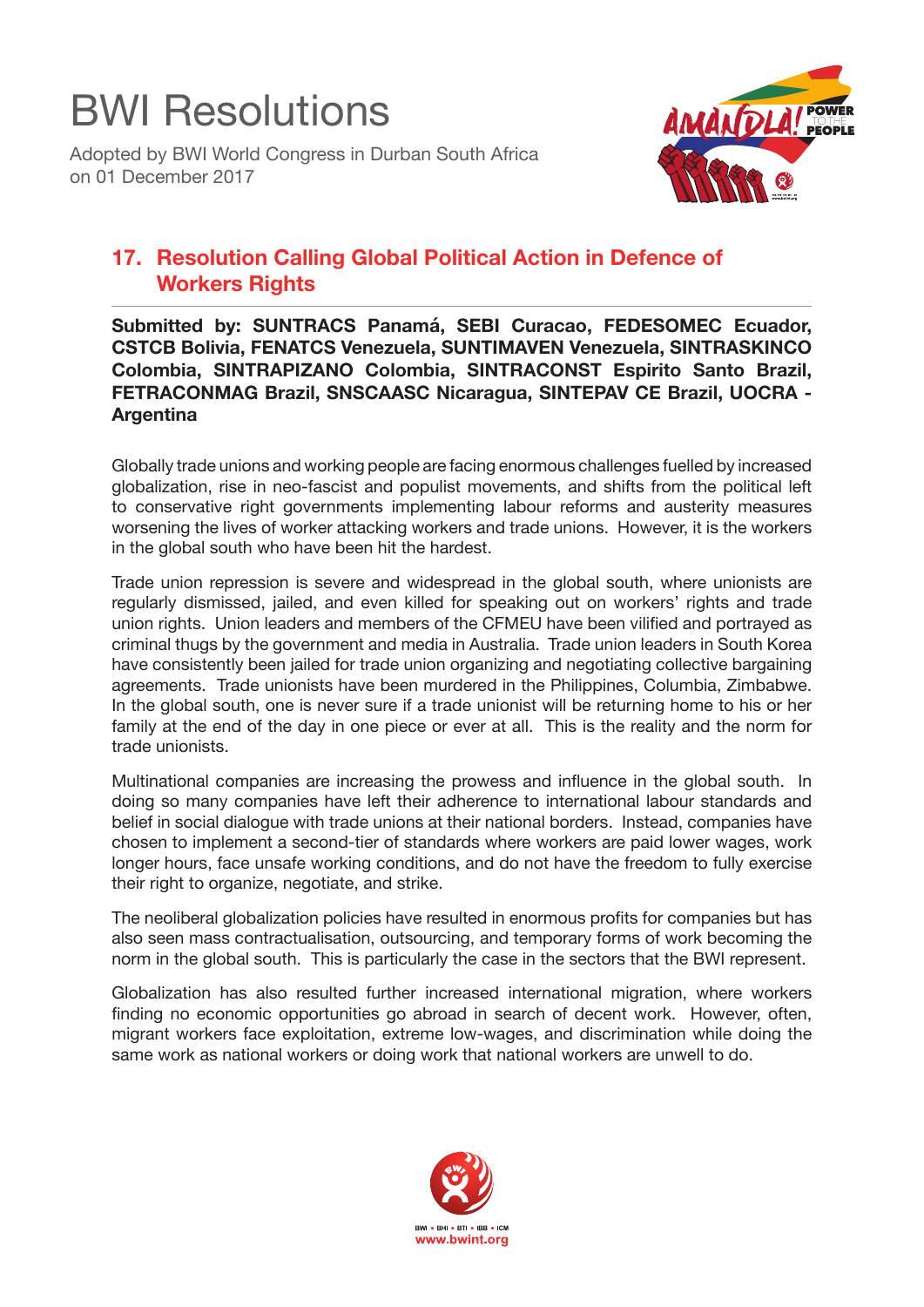# BWI Resolutions

Adopted by BWI World Congress in Durban South Africa on 01 December 2017

## 17. Resolution Calling Global Political Action in Defence of Workers Rights

**Submitted by: SUNTRACS Panamá, SEBI Curacao, FEDESOMEC Ecuador, CSTCB Bolivia, FENATCS Venezuela, SUNTIMAVEN Venezuela, SINTRASKINCO Colombia, SINTRAPIZANO Colombia, SINTRACONST Espirito Santo Brazil, FETRACONMAG Brazil, SNSCAASC Nicaragua, SINTEPAV CE Brazil, UOCRA - Argentina**

Globally trade unions and working people are facing enormous challenges fuelled by increased globalization, rise in neo-fascist and populist movements, and shifts from the political left to conservative right governments implementing labour reforms and austerity measures worsening the lives of worker attacking workers and trade unions. However, it is the workers in the global south who have been hit the hardest.

Trade union repression is severe and widespread in the global south, where unionists are regularly dismissed, jailed, and even killed for speaking out on workers' rights and trade union rights. Union leaders and members of the CFMEU have been vilified and portrayed as criminal thugs by the government and media in Australia. Trade union leaders in South Korea have consistently been jailed for trade union organizing and negotiating collective bargaining agreements. Trade unionists have been murdered in the Philippines, Columbia, Zimbabwe. In the global south, one is never sure if a trade unionist will be returning home to his or her family at the end of the day in one piece or ever at all. This is the reality and the norm for trade unionists.

Multinational companies are increasing the prowess and influence in the global south. In doing so many companies have left their adherence to international labour standards and belief in social dialogue with trade unions at their national borders. Instead, companies have chosen to implement a second-tier of standards where workers are paid lower wages, work longer hours, face unsafe working conditions, and do not have the freedom to fully exercise their right to organize, negotiate, and strike.

The neoliberal globalization policies have resulted in enormous profits for companies but has also seen mass contractualisation, outsourcing, and temporary forms of work becoming the norm in the global south. This is particularly the case in the sectors that the BWI represent.

Globalization has also resulted further increased international migration, where workers finding no economic opportunities go abroad in search of decent work. However, often, migrant workers face exploitation, extreme low-wages, and discrimination while doing the same work as national workers or doing work that national workers are unwell to do.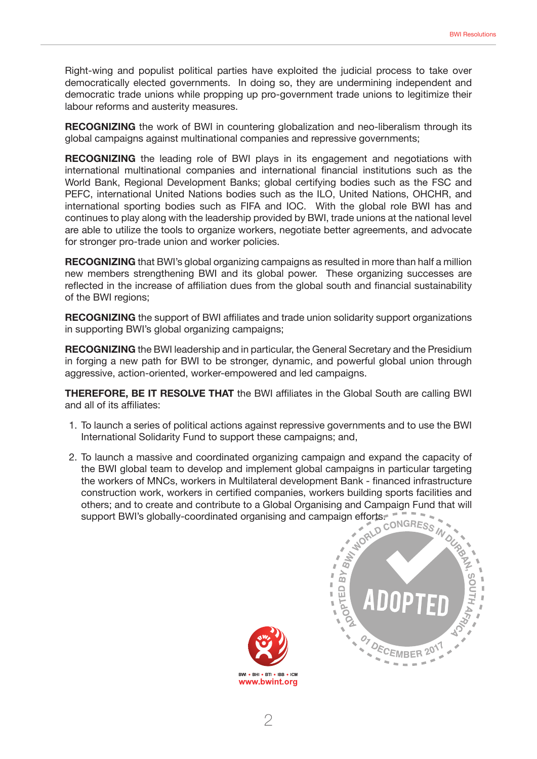Right-wing and populist political parties have exploited the judicial process to take over democratically elected governments. In doing so, they are undermining independent and democratic trade unions while propping up pro-government trade unions to legitimize their labour reforms and austerity measures.

**RECOGNIZING** the work of BWI in countering globalization and neo-liberalism through its global campaigns against multinational companies and repressive governments;

**RECOGNIZING** the leading role of BWI plays in its engagement and negotiations with international multinational companies and international financial institutions such as the World Bank, Regional Development Banks; global certifying bodies such as the FSC and PEFC, international United Nations bodies such as the ILO, United Nations, OHCHR, and international sporting bodies such as FIFA and IOC. With the global role BWI has and continues to play along with the leadership provided by BWI, trade unions at the national level are able to utilize the tools to organize workers, negotiate better agreements, and advocate for stronger pro-trade union and worker policies.

**RECOGNIZING** that BWI's global organizing campaigns as resulted in more than half a million new members strengthening BWI and its global power. These organizing successes are reflected in the increase of affiliation dues from the global south and financial sustainability of the BWI regions;

**RECOGNIZING** the support of BWI affiliates and trade union solidarity support organizations in supporting BWI's global organizing campaigns;

**RECOGNIZING** the BWI leadership and in particular, the General Secretary and the Presidium in forging a new path for BWI to be stronger, dynamic, and powerful global union through aggressive, action-oriented, worker-empowered and led campaigns.

**THEREFORE, BE IT RESOLVE THAT** the BWI affiliates in the Global South are calling BWI and all of its affiliates:

1. To launch a series of political actions against repressive governments and to use the BWI International Solidarity Fund to support these campaigns; and,
2. To launch a massive and coordinated organizing campaign and expand the capacity of the BWI global team to develop and implement global campaigns in particular targeting the workers of MNCs, workers in Multilateral development Bank - financed infrastructure construction work, workers in certified companies, workers building sports facilities and others; and to create and contribute to a Global Organising and Campaign Fund that will support BWI's globally-coordinated organising and campaign efforts.

ADOPTED BY BWI WORLD CONGRESS IN DURBAN, SOUTH AFRICA
ADOPTED
01 DECEMBER 2017

BWI • BHI • BTI • IBB • ICM
www.bwint.org